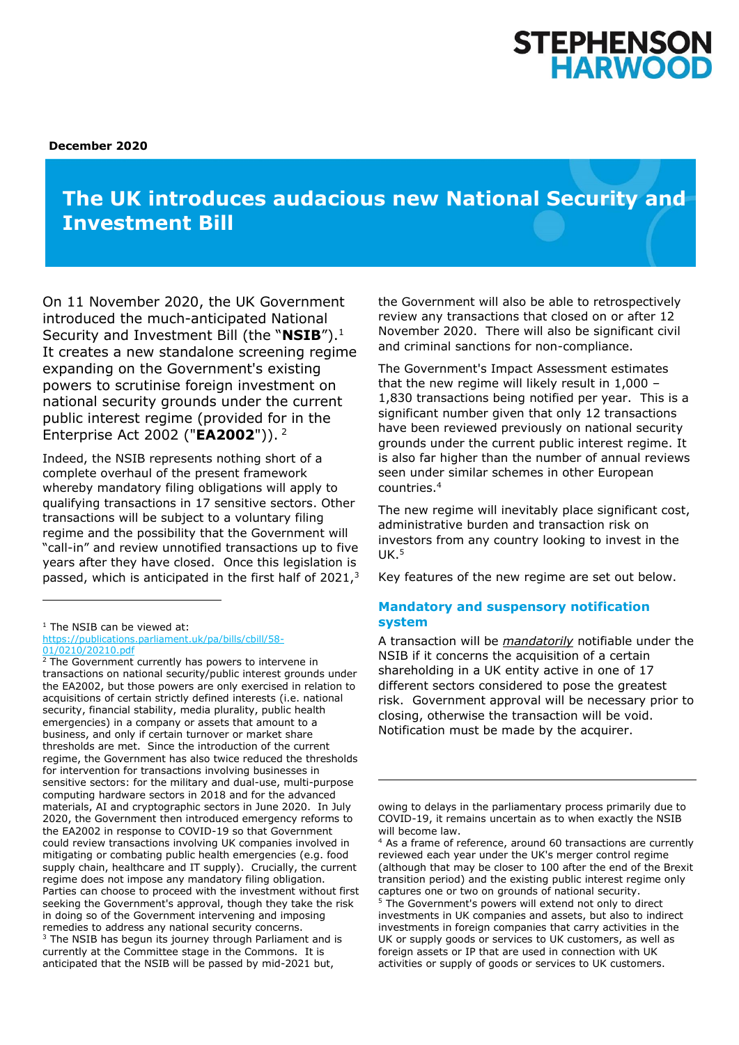STEPHENSON HARWOOD

**December 2020**

# The UK introduces audacious new National Security and Investment Bill

On 11 November 2020, the UK Government introduced the much-anticipated National Security and Investment Bill (the "**NSIB**").[1] It creates a new standalone screening regime expanding on the Government's existing powers to scrutinise foreign investment on national security grounds under the current public interest regime (provided for in the Enterprise Act 2002 ("**EA2002**")).[2]

Indeed, the NSIB represents nothing short of a complete overhaul of the present framework whereby mandatory filing obligations will apply to qualifying transactions in 17 sensitive sectors. Other transactions will be subject to a voluntary filing regime and the possibility that the Government will "call-in" and review unnotified transactions up to five years after they have closed. Once this legislation is passed, which is anticipated in the first half of 2021,[3] the Government will also be able to retrospectively review any transactions that closed on or after 12 November 2020. There will also be significant civil and criminal sanctions for non-compliance.

The Government's Impact Assessment estimates that the new regime will likely result in 1,000 – 1,830 transactions being notified per year. This is a significant number given that only 12 transactions have been reviewed previously on national security grounds under the current public interest regime. It is also far higher than the number of annual reviews seen under similar schemes in other European countries.[4]

The new regime will inevitably place significant cost, administrative burden and transaction risk on investors from any country looking to invest in the UK.[5]

Key features of the new regime are set out below.

## Mandatory and suspensory notification system

A transaction will be ***mandatorily*** notifiable under the NSIB if it concerns the acquisition of a certain shareholding in a UK entity active in one of 17 different sectors considered to pose the greatest risk. Government approval will be necessary prior to closing, otherwise the transaction will be void. Notification must be made by the acquirer.

---

[1] The NSIB can be viewed at: https://publications.parliament.uk/pa/bills/cbill/58-01/0210/20210.pdf

[2] The Government currently has powers to intervene in transactions on national security/public interest grounds under the EA2002, but those powers are only exercised in relation to acquisitions of certain strictly defined interests (i.e. national security, financial stability, media plurality, public health emergencies) in a company or assets that amount to a business, and only if certain turnover or market share thresholds are met. Since the introduction of the current regime, the Government has also twice reduced the thresholds for intervention for transactions involving businesses in sensitive sectors: for the military and dual-use, multi-purpose computing hardware sectors in 2018 and for the advanced materials, AI and cryptographic sectors in June 2020. In July 2020, the Government then introduced emergency reforms to the EA2002 in response to COVID-19 so that Government could review transactions involving UK companies involved in mitigating or combating public health emergencies (e.g. food supply chain, healthcare and IT supply). Crucially, the current regime does not impose any mandatory filing obligation. Parties can choose to proceed with the investment without first seeking the Government's approval, though they take the risk in doing so of the Government intervening and imposing remedies to address any national security concerns.

[3] The NSIB has begun its journey through Parliament and is currently at the Committee stage in the Commons. It is anticipated that the NSIB will be passed by mid-2021 but, owing to delays in the parliamentary process primarily due to COVID-19, it remains uncertain as to when exactly the NSIB will become law.

[4] As a frame of reference, around 60 transactions are currently reviewed each year under the UK's merger control regime (although that may be closer to 100 after the end of the Brexit transition period) and the existing public interest regime only captures one or two on grounds of national security.

[5] The Government's powers will extend not only to direct investments in UK companies and assets, but also to indirect investments in foreign companies that carry activities in the UK or supply goods or services to UK customers, as well as foreign assets or IP that are used in connection with UK activities or supply of goods or services to UK customers.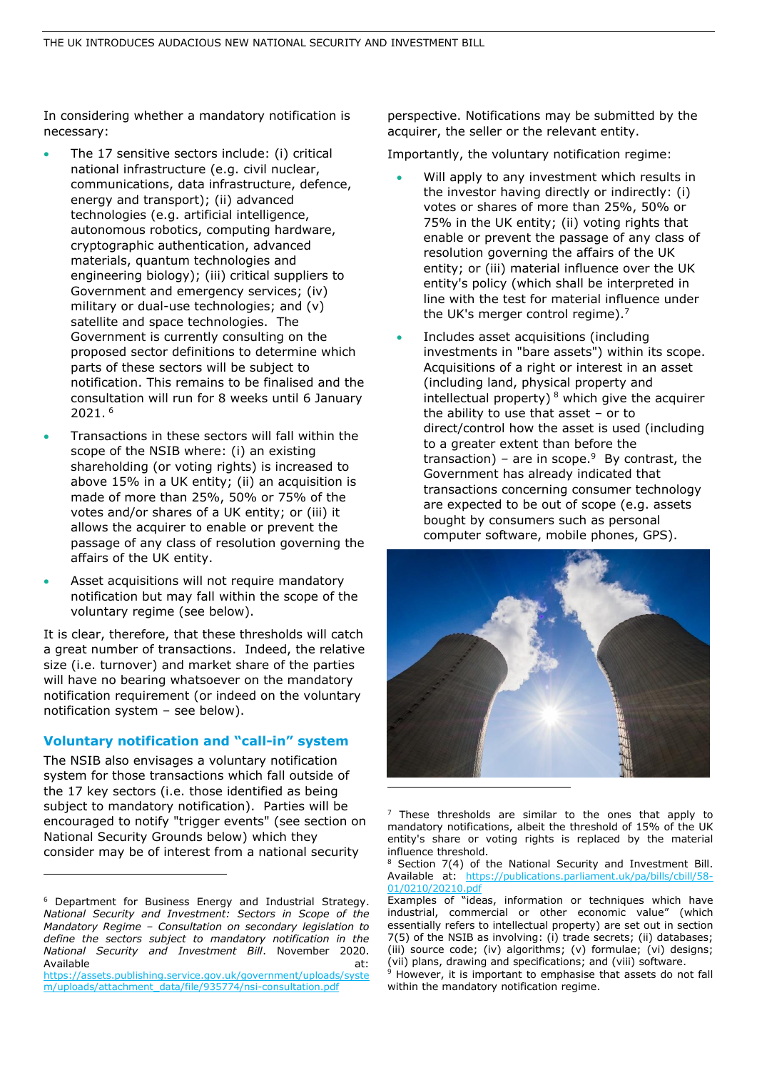In considering whether a mandatory notification is necessary:

- The 17 sensitive sectors include: (i) critical national infrastructure (e.g. civil nuclear, communications, data infrastructure, defence, energy and transport); (ii) advanced technologies (e.g. artificial intelligence, autonomous robotics, computing hardware, cryptographic authentication, advanced materials, quantum technologies and engineering biology); (iii) critical suppliers to Government and emergency services; (iv) military or dual-use technologies; and (v) satellite and space technologies. The Government is currently consulting on the proposed sector definitions to determine which parts of these sectors will be subject to notification. This remains to be finalised and the consultation will run for 8 weeks until 6 January 2021. [6]
- Transactions in these sectors will fall within the scope of the NSIB where: (i) an existing shareholding (or voting rights) is increased to above 15% in a UK entity; (ii) an acquisition is made of more than 25%, 50% or 75% of the votes and/or shares of a UK entity; or (iii) it allows the acquirer to enable or prevent the passage of any class of resolution governing the affairs of the UK entity.
- Asset acquisitions will not require mandatory notification but may fall within the scope of the voluntary regime (see below).

It is clear, therefore, that these thresholds will catch a great number of transactions. Indeed, the relative size (i.e. turnover) and market share of the parties will have no bearing whatsoever on the mandatory notification requirement (or indeed on the voluntary notification system – see below).

## Voluntary notification and "call-in" system

The NSIB also envisages a voluntary notification system for those transactions which fall outside of the 17 key sectors (i.e. those identified as being subject to mandatory notification). Parties will be encouraged to notify "trigger events" (see section on National Security Grounds below) which they consider may be of interest from a national security perspective. Notifications may be submitted by the acquirer, the seller or the relevant entity.

Importantly, the voluntary notification regime:

- Will apply to any investment which results in the investor having directly or indirectly: (i) votes or shares of more than 25%, 50% or 75% in the UK entity; (ii) voting rights that enable or prevent the passage of any class of resolution governing the affairs of the UK entity; or (iii) material influence over the UK entity's policy (which shall be interpreted in line with the test for material influence under the UK's merger control regime).[7]
- Includes asset acquisitions (including investments in "bare assets") within its scope. Acquisitions of a right or interest in an asset (including land, physical property and intellectual property) [8] which give the acquirer the ability to use that asset – or to direct/control how the asset is used (including to a greater extent than before the transaction) – are in scope.[9] By contrast, the Government has already indicated that transactions concerning consumer technology are expected to be out of scope (e.g. assets bought by consumers such as personal computer software, mobile phones, GPS).

---

[6] Department for Business Energy and Industrial Strategy. *National Security and Investment: Sectors in Scope of the Mandatory Regime – Consultation on secondary legislation to define the sectors subject to mandatory notification in the National Security and Investment Bill*. November 2020. Available at: https://assets.publishing.service.gov.uk/government/uploads/system/uploads/attachment_data/file/935774/nsi-consultation.pdf

[7] These thresholds are similar to the ones that apply to mandatory notifications, albeit the threshold of 15% of the UK entity's share or voting rights is replaced by the material influence threshold.

[8] Section 7(4) of the National Security and Investment Bill. Available at: https://publications.parliament.uk/pa/bills/cbill/58-01/0210/20210.pdf
Examples of "ideas, information or techniques which have industrial, commercial or other economic value" (which essentially refers to intellectual property) are set out in section 7(5) of the NSIB as involving: (i) trade secrets; (ii) databases; (iii) source code; (iv) algorithms; (v) formulae; (vi) designs; (vii) plans, drawing and specifications; and (viii) software.

[9] However, it is important to emphasise that assets do not fall within the mandatory notification regime.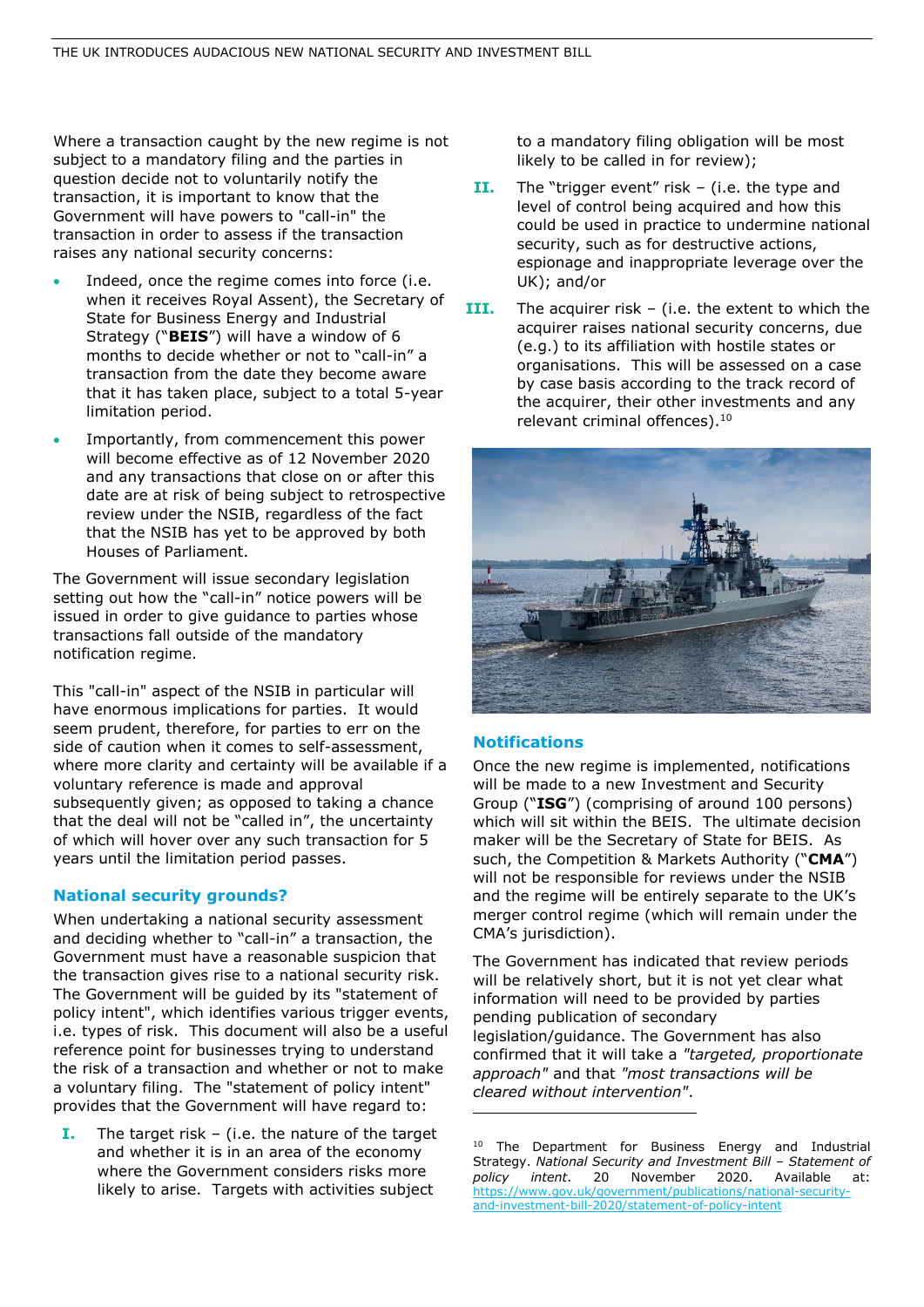Where a transaction caught by the new regime is not subject to a mandatory filing and the parties in question decide not to voluntarily notify the transaction, it is important to know that the Government will have powers to "call-in" the transaction in order to assess if the transaction raises any national security concerns:

- Indeed, once the regime comes into force (i.e. when it receives Royal Assent), the Secretary of State for Business Energy and Industrial Strategy ("**BEIS**") will have a window of 6 months to decide whether or not to "call-in" a transaction from the date they become aware that it has taken place, subject to a total 5-year limitation period.
- Importantly, from commencement this power will become effective as of 12 November 2020 and any transactions that close on or after this date are at risk of being subject to retrospective review under the NSIB, regardless of the fact that the NSIB has yet to be approved by both Houses of Parliament.

The Government will issue secondary legislation setting out how the "call-in" notice powers will be issued in order to give guidance to parties whose transactions fall outside of the mandatory notification regime.

This "call-in" aspect of the NSIB in particular will have enormous implications for parties. It would seem prudent, therefore, for parties to err on the side of caution when it comes to self-assessment, where more clarity and certainty will be available if a voluntary reference is made and approval subsequently given; as opposed to taking a chance that the deal will not be "called in", the uncertainty of which will hover over any such transaction for 5 years until the limitation period passes.

## National security grounds?

When undertaking a national security assessment and deciding whether to "call-in" a transaction, the Government must have a reasonable suspicion that the transaction gives rise to a national security risk. The Government will be guided by its "statement of policy intent", which identifies various trigger events, i.e. types of risk. This document will also be a useful reference point for businesses trying to understand the risk of a transaction and whether or not to make a voluntary filing. The "statement of policy intent" provides that the Government will have regard to:

I. The target risk – (i.e. the nature of the target and whether it is in an area of the economy where the Government considers risks more likely to arise. Targets with activities subject to a mandatory filing obligation will be most likely to be called in for review);

II. The "trigger event" risk – (i.e. the type and level of control being acquired and how this could be used in practice to undermine national security, such as for destructive actions, espionage and inappropriate leverage over the UK); and/or

III. The acquirer risk – (i.e. the extent to which the acquirer raises national security concerns, due (e.g.) to its affiliation with hostile states or organisations. This will be assessed on a case by case basis according to the track record of the acquirer, their other investments and any relevant criminal offences).[10]

## Notifications

Once the new regime is implemented, notifications will be made to a new Investment and Security Group ("**ISG**") (comprising of around 100 persons) which will sit within the BEIS. The ultimate decision maker will be the Secretary of State for BEIS. As such, the Competition & Markets Authority ("**CMA**") will not be responsible for reviews under the NSIB and the regime will be entirely separate to the UK's merger control regime (which will remain under the CMA's jurisdiction).

The Government has indicated that review periods will be relatively short, but it is not yet clear what information will need to be provided by parties pending publication of secondary legislation/guidance. The Government has also confirmed that it will take a *"targeted, proportionate approach"* and that *"most transactions will be cleared without intervention"*.

---

[10] The Department for Business Energy and Industrial Strategy. *National Security and Investment Bill – Statement of policy intent*. 20 November 2020. Available at: https://www.gov.uk/government/publications/national-security-and-investment-bill-2020/statement-of-policy-intent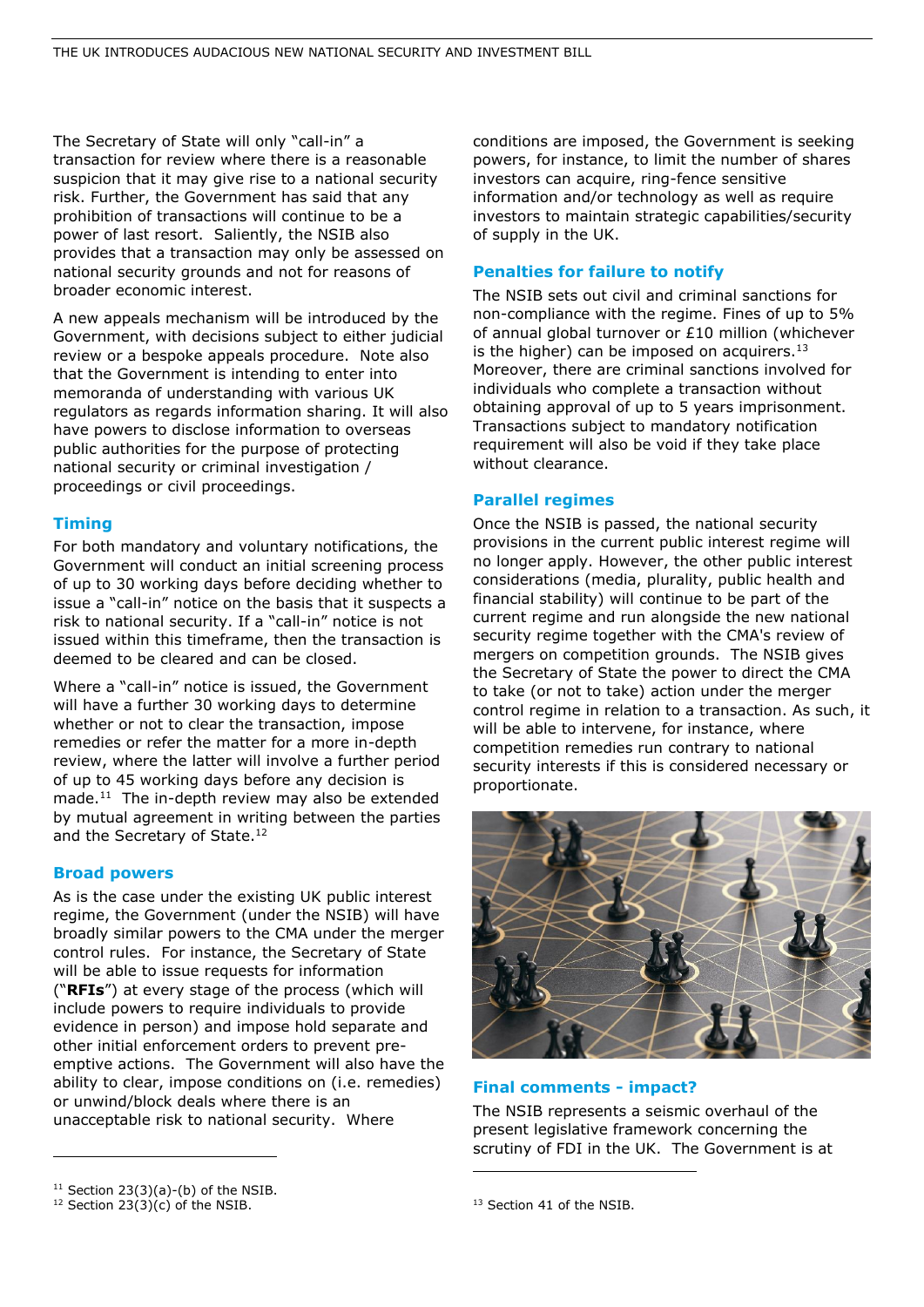The Secretary of State will only "call-in" a transaction for review where there is a reasonable suspicion that it may give rise to a national security risk. Further, the Government has said that any prohibition of transactions will continue to be a power of last resort. Saliently, the NSIB also provides that a transaction may only be assessed on national security grounds and not for reasons of broader economic interest.

A new appeals mechanism will be introduced by the Government, with decisions subject to either judicial review or a bespoke appeals procedure. Note also that the Government is intending to enter into memoranda of understanding with various UK regulators as regards information sharing. It will also have powers to disclose information to overseas public authorities for the purpose of protecting national security or criminal investigation / proceedings or civil proceedings.

## Timing

For both mandatory and voluntary notifications, the Government will conduct an initial screening process of up to 30 working days before deciding whether to issue a "call-in" notice on the basis that it suspects a risk to national security. If a "call-in" notice is not issued within this timeframe, then the transaction is deemed to be cleared and can be closed.

Where a "call-in" notice is issued, the Government will have a further 30 working days to determine whether or not to clear the transaction, impose remedies or refer the matter for a more in-depth review, where the latter will involve a further period of up to 45 working days before any decision is made.[11] The in-depth review may also be extended by mutual agreement in writing between the parties and the Secretary of State.[12]

## Broad powers

As is the case under the existing UK public interest regime, the Government (under the NSIB) will have broadly similar powers to the CMA under the merger control rules. For instance, the Secretary of State will be able to issue requests for information ("**RFIs**") at every stage of the process (which will include powers to require individuals to provide evidence in person) and impose hold separate and other initial enforcement orders to prevent pre-emptive actions. The Government will also have the ability to clear, impose conditions on (i.e. remedies) or unwind/block deals where there is an unacceptable risk to national security. Where conditions are imposed, the Government is seeking powers, for instance, to limit the number of shares investors can acquire, ring-fence sensitive information and/or technology as well as require investors to maintain strategic capabilities/security of supply in the UK.

## Penalties for failure to notify

The NSIB sets out civil and criminal sanctions for non-compliance with the regime. Fines of up to 5% of annual global turnover or £10 million (whichever is the higher) can be imposed on acquirers.[13] Moreover, there are criminal sanctions involved for individuals who complete a transaction without obtaining approval of up to 5 years imprisonment. Transactions subject to mandatory notification requirement will also be void if they take place without clearance.

## Parallel regimes

Once the NSIB is passed, the national security provisions in the current public interest regime will no longer apply. However, the other public interest considerations (media, plurality, public health and financial stability) will continue to be part of the current regime and run alongside the new national security regime together with the CMA's review of mergers on competition grounds. The NSIB gives the Secretary of State the power to direct the CMA to take (or not to take) action under the merger control regime in relation to a transaction. As such, it will be able to intervene, for instance, where competition remedies run contrary to national security interests if this is considered necessary or proportionate.

## Final comments - impact?

The NSIB represents a seismic overhaul of the present legislative framework concerning the scrutiny of FDI in the UK. The Government is at

[11] Section 23(3)(a)-(b) of the NSIB.

[12] Section 23(3)(c) of the NSIB.

[13] Section 41 of the NSIB.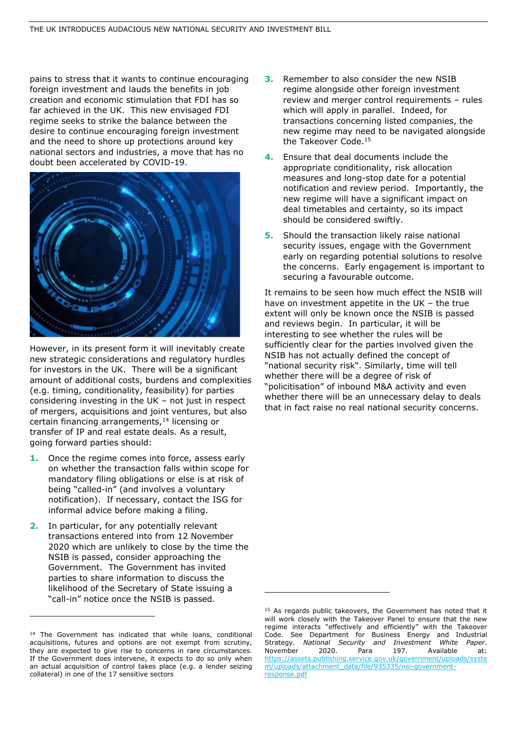pains to stress that it wants to continue encouraging foreign investment and lauds the benefits in job creation and economic stimulation that FDI has so far achieved in the UK. This new envisaged FDI regime seeks to strike the balance between the desire to continue encouraging foreign investment and the need to shore up protections around key national sectors and industries, a move that has no doubt been accelerated by COVID-19.

However, in its present form it will inevitably create new strategic considerations and regulatory hurdles for investors in the UK. There will be a significant amount of additional costs, burdens and complexities (e.g. timing, conditionality, feasibility) for parties considering investing in the UK – not just in respect of mergers, acquisitions and joint ventures, but also certain financing arrangements,[14] licensing or transfer of IP and real estate deals. As a result, going forward parties should:

1. Once the regime comes into force, assess early on whether the transaction falls within scope for mandatory filing obligations or else is at risk of being "called-in" (and involves a voluntary notification). If necessary, contact the ISG for informal advice before making a filing.
2. In particular, for any potentially relevant transactions entered into from 12 November 2020 which are unlikely to close by the time the NSIB is passed, consider approaching the Government. The Government has invited parties to share information to discuss the likelihood of the Secretary of State issuing a "call-in" notice once the NSIB is passed.
3. Remember to also consider the new NSIB regime alongside other foreign investment review and merger control requirements – rules which will apply in parallel. Indeed, for transactions concerning listed companies, the new regime may need to be navigated alongside the Takeover Code.[15]
4. Ensure that deal documents include the appropriate conditionality, risk allocation measures and long-stop date for a potential notification and review period. Importantly, the new regime will have a significant impact on deal timetables and certainty, so its impact should be considered swiftly.
5. Should the transaction likely raise national security issues, engage with the Government early on regarding potential solutions to resolve the concerns. Early engagement is important to securing a favourable outcome.

It remains to be seen how much effect the NSIB will have on investment appetite in the UK – the true extent will only be known once the NSIB is passed and reviews begin. In particular, it will be interesting to see whether the rules will be sufficiently clear for the parties involved given the NSIB has not actually defined the concept of "national security risk". Similarly, time will tell whether there will be a degree of risk of "politicisation" of inbound M&A activity and even whether there will be an unnecessary delay to deals that in fact raise no real national security concerns.

---

[14] The Government has indicated that while loans, conditional acquisitions, futures and options are not exempt from scrutiny, they are expected to give rise to concerns in rare circumstances. If the Government does intervene, it expects to do so only when an actual acquisition of control takes place (e.g. a lender seizing collateral) in one of the 17 sensitive sectors

[15] As regards public takeovers, the Government has noted that it will work closely with the Takeover Panel to ensure that the new regime interacts "effectively and efficiently" with the Takeover Code. See Department for Business Energy and Industrial Strategy. *National Security and Investment White Paper*. November 2020. Para 197. Available at: https://assets.publishing.service.gov.uk/government/uploads/system/uploads/attachment_data/file/935335/nsi-government-response.pdf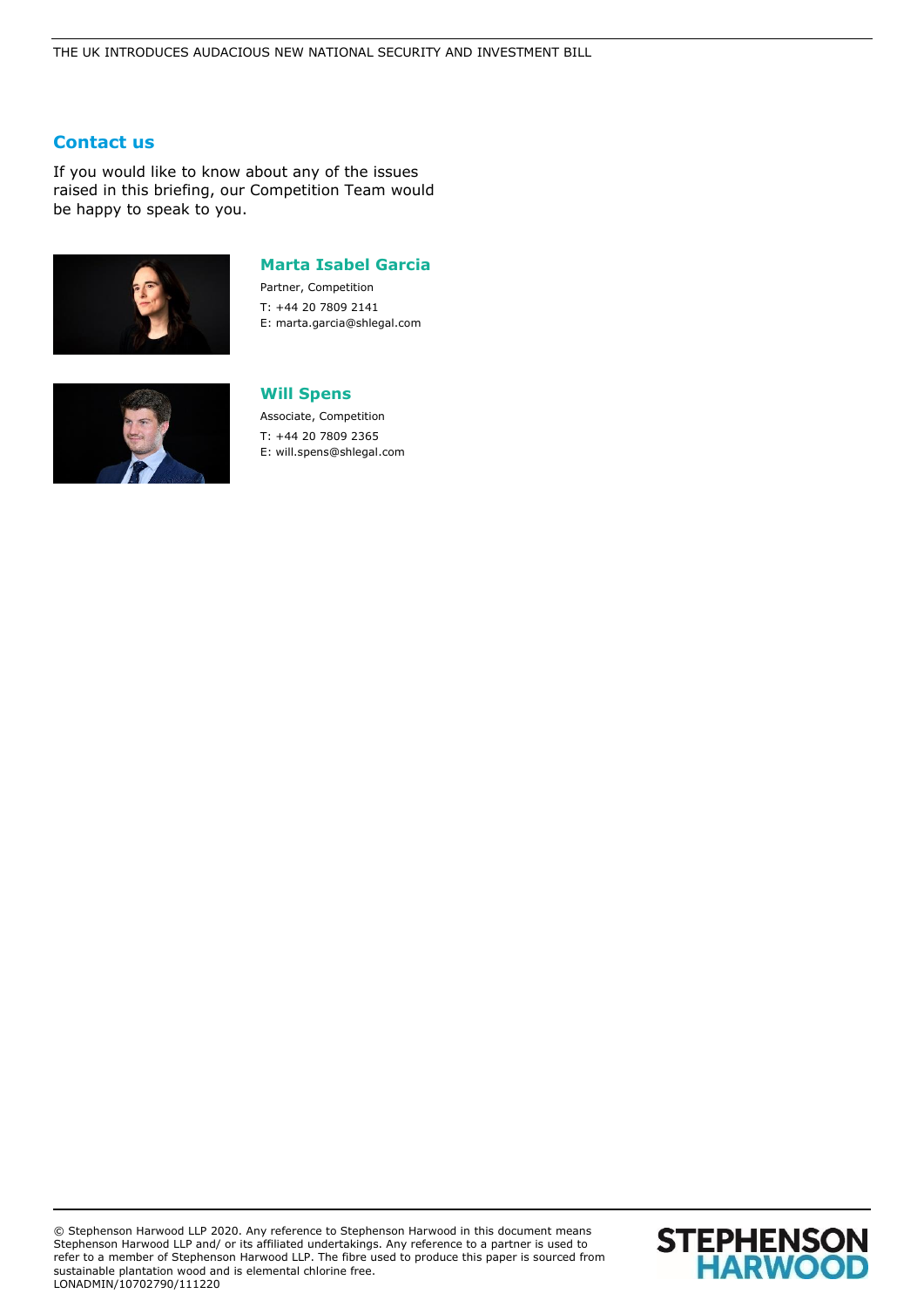## Contact us

If you would like to know about any of the issues raised in this briefing, our Competition Team would be happy to speak to you.

### Marta Isabel Garcia

Partner, Competition
T: +44 20 7809 2141
E: marta.garcia@shlegal.com

### Will Spens

Associate, Competition
T: +44 20 7809 2365
E: will.spens@shlegal.com

© Stephenson Harwood LLP 2020. Any reference to Stephenson Harwood in this document means Stephenson Harwood LLP and/ or its affiliated undertakings. Any reference to a partner is used to refer to a member of Stephenson Harwood LLP. The fibre used to produce this paper is sourced from sustainable plantation wood and is elemental chlorine free.
LONADMIN/10702790/111220

STEPHENSON HARWOOD